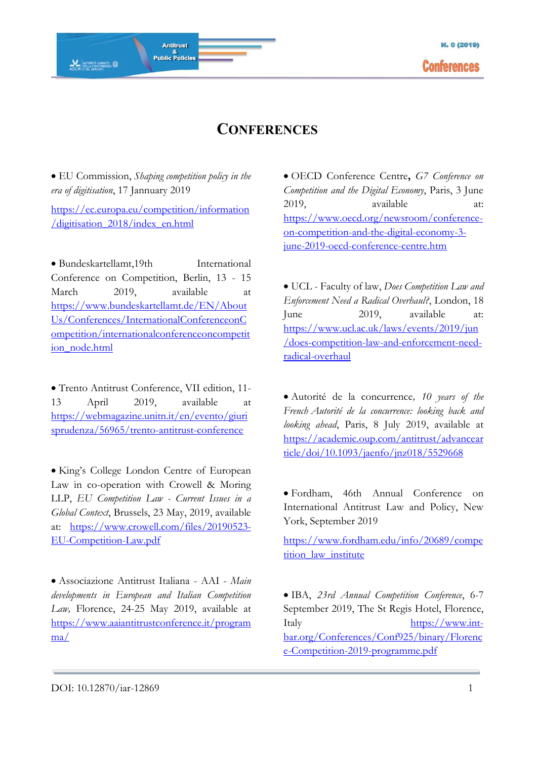# CONFERENCES

- EU Commission, *Shaping competition policy in the era of digitisation*, 17 January 2019

  https://ec.europa.eu/competition/information/digitisation_2018/index_en.html

- Bundeskartellamt,19th International Conference on Competition, Berlin, 13 - 15 March 2019, available at https://www.bundeskartellamt.de/EN/AboutUs/Conferences/InternationalConferenceonCompetition/internationalconferenceoncompetition_node.html

- Trento Antitrust Conference, VII edition, 11-13 April 2019, available at https://webmagazine.unitn.it/en/evento/giurisprudenza/56965/trento-antitrust-conference

- King's College London Centre of European Law in co-operation with Crowell & Moring LLP, *EU Competition Law - Current Issues in a Global Context*, Brussels, 23 May, 2019, available at: https://www.crowell.com/files/20190523-EU-Competition-Law.pdf

- Associazione Antitrust Italiana - AAI - *Main developments in European and Italian Competition Law,* Florence, 24-25 May 2019, available at https://www.aaiantitrustconference.it/programma/

- OECD Conference Centre**,** *G7 Conference on Competition and the Digital Economy*, Paris, 3 June 2019, available at: https://www.oecd.org/newsroom/conference-on-competition-and-the-digital-economy-3-june-2019-oecd-conference-centre.htm

- UCL - Faculty of law, *Does Competition Law and Enforcement Need a Radical Overhaul?*, London, 18 June 2019, available at: https://www.ucl.ac.uk/laws/events/2019/jun/does-competition-law-and-enforcement-need-radical-overhaul

- Autorité de la concurrence*, 10 years of the French Autorité de la concurrence: looking back and looking ahead*, Paris, 8 July 2019, available at https://academic.oup.com/antitrust/advancearticle/doi/10.1093/jaenfo/jnz018/5529668

- Fordham, 46th Annual Conference on International Antitrust Law and Policy, New York, September 2019

  https://www.fordham.edu/info/20689/competition_law_institute

- IBA, *23rd Annual Competition Conference*, 6-7 September 2019, The St Regis Hotel, Florence, Italy https://www.int-bar.org/Conferences/Conf925/binary/Florence-Competition-2019-programme.pdf

DOI: 10.12870/iar-12869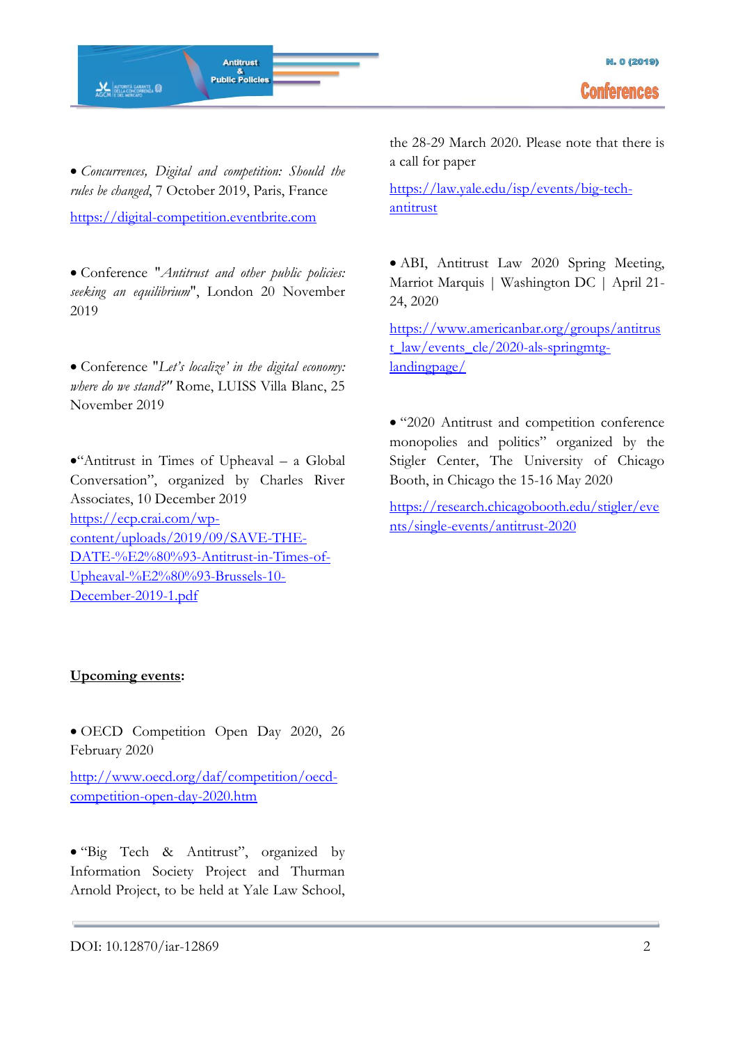- *Concurrences, Digital and competition: Should the rules be changed*, 7 October 2019, Paris, France

https://digital-competition.eventbrite.com

- Conference "*Antitrust and other public policies: seeking an equilibrium*", London 20 November 2019

- Conference "*Let's localize' in the digital economy: where do we stand?*" Rome, LUISS Villa Blanc, 25 November 2019

- "Antitrust in Times of Upheaval – a Global Conversation", organized by Charles River Associates, 10 December 2019 https://ecp.crai.com/wp-content/uploads/2019/09/SAVE-THE-DATE-%E2%80%93-Antitrust-in-Times-of-Upheaval-%E2%80%93-Brussels-10-December-2019-1.pdf

**Upcoming events:**

- OECD Competition Open Day 2020, 26 February 2020

http://www.oecd.org/daf/competition/oecd-competition-open-day-2020.htm

- "Big Tech & Antitrust", organized by Information Society Project and Thurman Arnold Project, to be held at Yale Law School, the 28-29 March 2020. Please note that there is a call for paper

https://law.yale.edu/isp/events/big-tech-antitrust

- ABI, Antitrust Law 2020 Spring Meeting, Marriot Marquis | Washington DC | April 21-24, 2020

https://www.americanbar.org/groups/antitrust_law/events_cle/2020-als-springmtg-landingpage/

- "2020 Antitrust and competition conference monopolies and politics" organized by the Stigler Center, The University of Chicago Booth, in Chicago the 15-16 May 2020

https://research.chicagobooth.edu/stigler/events/single-events/antitrust-2020